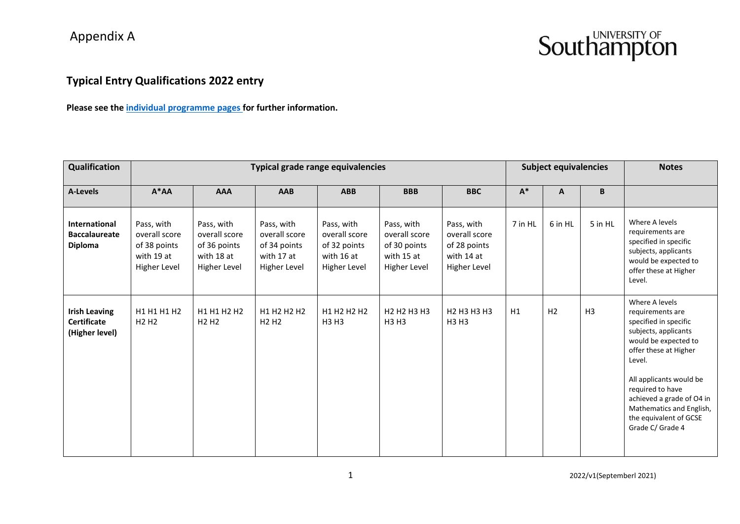Appendix A

# Typical Entry Qualifications 2022 entry

**Please see the individual programme pages for further information.**

| Qualification | Typical grade range equivalencies | | | | | | Subject equivalencies | | | Notes |
|---|---|---|---|---|---|---|---|---|---|---|
| **A-Levels** | **A*AA** | **AAA** | **AAB** | **ABB** | **BBB** | **BBC** | **A*** | **A** | **B** | |
| **International Baccalaureate Diploma** | Pass, with overall score of 38 points with 19 at Higher Level | Pass, with overall score of 36 points with 18 at Higher Level | Pass, with overall score of 34 points with 17 at Higher Level | Pass, with overall score of 32 points with 16 at Higher Level | Pass, with overall score of 30 points with 15 at Higher Level | Pass, with overall score of 28 points with 14 at Higher Level | 7 in HL | 6 in HL | 5 in HL | Where A levels requirements are specified in specific subjects, applicants would be expected to offer these at Higher Level. |
| **Irish Leaving Certificate (Higher level)** | H1 H1 H1 H2 H2 H2 | H1 H1 H2 H2 H2 H2 | H1 H2 H2 H2 H2 H2 | H1 H2 H2 H2 H3 H3 | H2 H2 H3 H3 H3 H3 | H2 H3 H3 H3 H3 H3 | H1 | H2 | H3 | Where A levels requirements are specified in specific subjects, applicants would be expected to offer these at Higher Level. All applicants would be required to have achieved a grade of O4 in Mathematics and English, the equivalent of GCSE Grade C/ Grade 4 |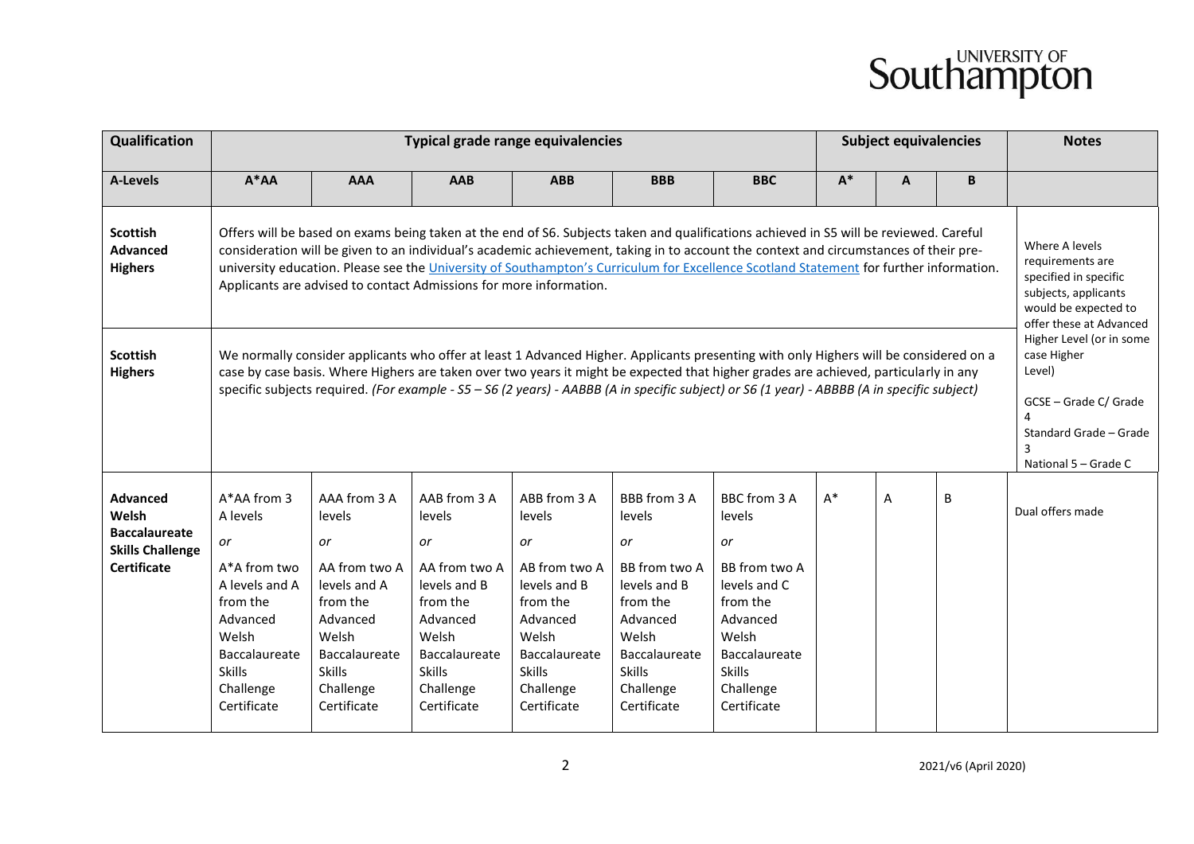| Qualification | Typical grade range equivalencies | | | | | | Subject equivalencies | | | Notes |
|---|---|---|---|---|---|---|---|---|---|---|
| **A-Levels** | **A*AA** | **AAA** | **AAB** | **ABB** | **BBB** | **BBC** | **A*** | **A** | **B** | |
| **Scottish Advanced Highers** | Offers will be based on exams being taken at the end of S6. Subjects taken and qualifications achieved in S5 will be reviewed. Careful consideration will be given to an individual's academic achievement, taking in to account the context and circumstances of their pre-university education. Please see the University of Southampton's Curriculum for Excellence Scotland Statement for further information. Applicants are advised to contact Admissions for more information. | | | | | | | | | Where A levels requirements are specified in specific subjects, applicants would be expected to offer these at Advanced Higher Level (or in some case Higher Level)<br><br>GCSE – Grade C/ Grade 4<br>Standard Grade – Grade 3<br>National 5 – Grade C |
| **Scottish Highers** | We normally consider applicants who offer at least 1 Advanced Higher. Applicants presenting with only Highers will be considered on a case by case basis. Where Highers are taken over two years it might be expected that higher grades are achieved, particularly in any specific subjects required. *(For example - S5 – S6 (2 years) - AABBB (A in specific subject) or S6 (1 year) - ABBBB (A in specific subject)* | | | | | | | | | |
| **Advanced Welsh Baccalaureate Skills Challenge Certificate** | A*AA from 3 A levels<br>*or*<br>A*A from two A levels and A from the Advanced Welsh Baccalaureate Skills Challenge Certificate | AAA from 3 A levels<br>*or*<br>AA from two A levels and A from the Advanced Welsh Baccalaureate Skills Challenge Certificate | AAB from 3 A levels<br>*or*<br>AA from two A levels and B from the Advanced Welsh Baccalaureate Skills Challenge Certificate | ABB from 3 A levels<br>*or*<br>AB from two A levels and B from the Advanced Welsh Baccalaureate Skills Challenge Certificate | BBB from 3 A levels<br>*or*<br>BB from two A levels and B from the Advanced Welsh Baccalaureate Skills Challenge Certificate | BBC from 3 A levels<br>*or*<br>BB from two A levels and C from the Advanced Welsh Baccalaureate Skills Challenge Certificate | A* | A | B | Dual offers made |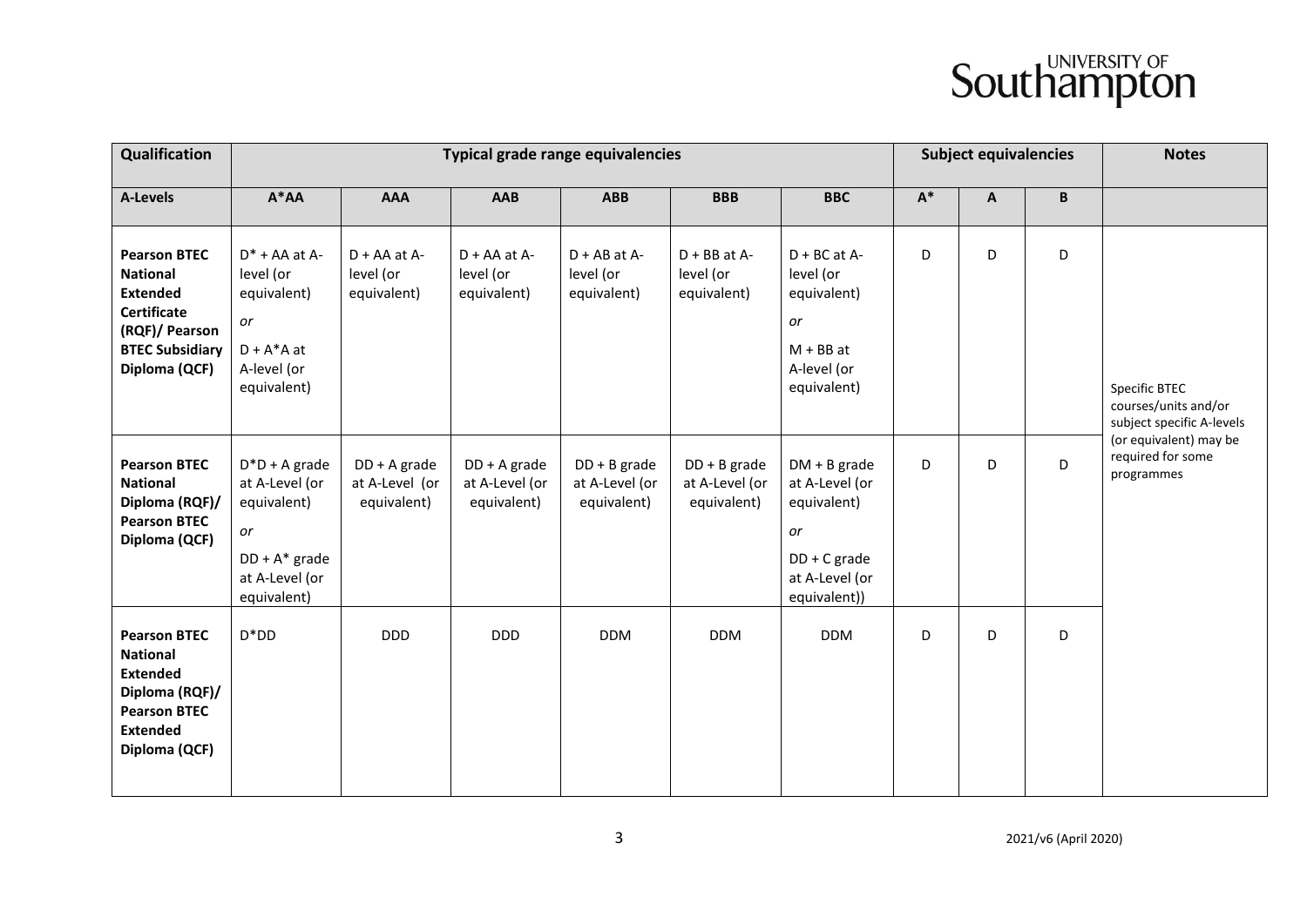| Qualification | Typical grade range equivalencies | | | | | | Subject equivalencies | | | Notes |
|---|---|---|---|---|---|---|---|---|---|---|
| **A-Levels** | **A*AA** | **AAA** | **AAB** | **ABB** | **BBB** | **BBC** | **A*** | **A** | **B** | |
| **Pearson BTEC National Extended Certificate (RQF)/ Pearson BTEC Subsidiary Diploma (QCF)** | D* + AA at A-level (or equivalent) *or* D + A*A at A-level (or equivalent) | D + AA at A-level (or equivalent) | D + AA at A-level (or equivalent) | D + AB at A-level (or equivalent) | D + BB at A-level (or equivalent) | D + BC at A-level (or equivalent) *or* M + BB at A-level (or equivalent) | D | D | D | Specific BTEC courses/units and/or subject specific A-levels (or equivalent) may be required for some programmes |
| **Pearson BTEC National Diploma (RQF)/ Pearson BTEC Diploma (QCF)** | D*D + A grade at A-Level (or equivalent) *or* DD + A* grade at A-Level (or equivalent) | DD + A grade at A-Level (or equivalent) | DD + A grade at A-Level (or equivalent) | DD + B grade at A-Level (or equivalent) | DD + B grade at A-Level (or equivalent) | DM + B grade at A-Level (or equivalent) *or* DD + C grade at A-Level (or equivalent)) | D | D | D | |
| **Pearson BTEC National Extended Diploma (RQF)/ Pearson BTEC Extended Diploma (QCF)** | D*DD | DDD | DDD | DDM | DDM | DDM | D | D | D | |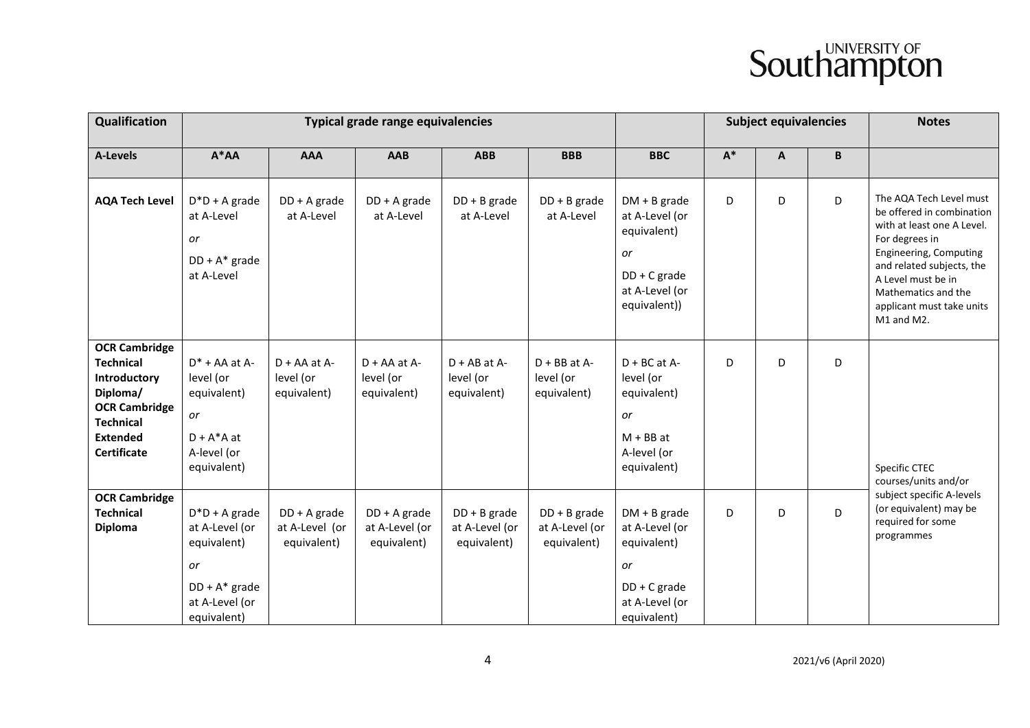| Qualification | Typical grade range equivalencies | | | | | | Subject equivalencies | | | Notes |
|---|---|---|---|---|---|---|---|---|---|---|
| A-Levels | A*AA | AAA | AAB | ABB | BBB | BBC | A* | A | B | |
| **AQA Tech Level** | D*D + A grade at A-Level *or* DD + A* grade at A-Level | DD + A grade at A-Level | DD + A grade at A-Level | DD + B grade at A-Level | DD + B grade at A-Level | DM + B grade at A-Level (or equivalent) *or* DD + C grade at A-Level (or equivalent)) | D | D | D | The AQA Tech Level must be offered in combination with at least one A Level. For degrees in Engineering, Computing and related subjects, the A Level must be in Mathematics and the applicant must take units M1 and M2. |
| **OCR Cambridge Technical Introductory Diploma/ OCR Cambridge Technical Extended Certificate** | D* + AA at A-level (or equivalent) *or* D + A*A at A-level (or equivalent) | D + AA at A-level (or equivalent) | D + AA at A-level (or equivalent) | D + AB at A-level (or equivalent) | D + BB at A-level (or equivalent) | D + BC at A-level (or equivalent) *or* M + BB at A-level (or equivalent) | D | D | D | Specific CTEC courses/units and/or subject specific A-levels (or equivalent) may be required for some programmes |
| **OCR Cambridge Technical Diploma** | D*D + A grade at A-Level (or equivalent) *or* DD + A* grade at A-Level (or equivalent) | DD + A grade at A-Level (or equivalent) | DD + A grade at A-Level (or equivalent) | DD + B grade at A-Level (or equivalent) | DD + B grade at A-Level (or equivalent) | DM + B grade at A-Level (or equivalent) *or* DD + C grade at A-Level (or equivalent) | D | D | D | |

2021/v6 (April 2020)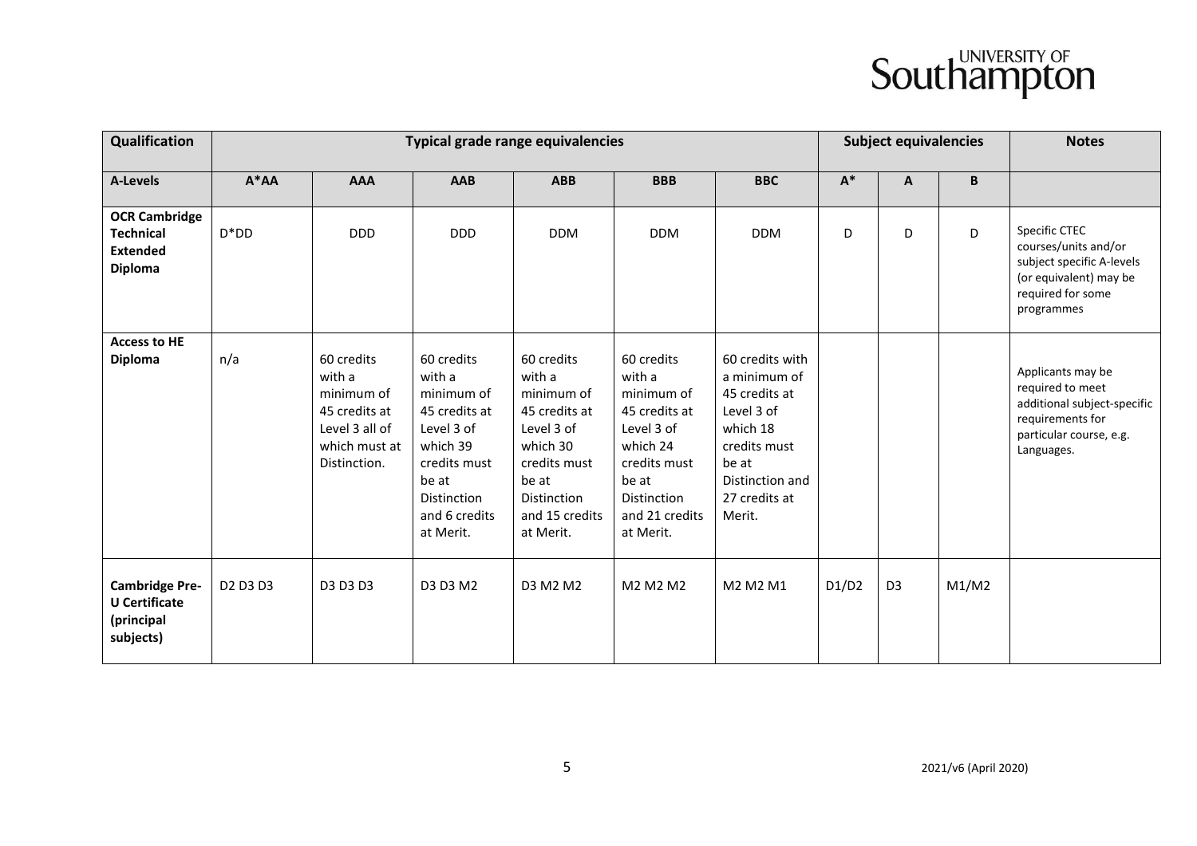| Qualification | Typical grade range equivalencies | | | | | | Subject equivalencies | | | Notes |
|---|---|---|---|---|---|---|---|---|---|---|
| **A-Levels** | **A*AA** | **AAA** | **AAB** | **ABB** | **BBB** | **BBC** | **A*** | **A** | **B** | |
| **OCR Cambridge Technical Extended Diploma** | D*DD | DDD | DDD | DDM | DDM | DDM | D | D | D | Specific CTEC courses/units and/or subject specific A-levels (or equivalent) may be required for some programmes |
| **Access to HE Diploma** | n/a | 60 credits with a minimum of 45 credits at Level 3 all of which must at Distinction. | 60 credits with a minimum of 45 credits at Level 3 of which 39 credits must be at Distinction and 6 credits at Merit. | 60 credits with a minimum of 45 credits at Level 3 of which 30 credits must be at Distinction and 15 credits at Merit. | 60 credits with a minimum of 45 credits at Level 3 of which 24 credits must be at Distinction and 21 credits at Merit. | 60 credits with a minimum of 45 credits at Level 3 of which 18 credits must be at Distinction and 27 credits at Merit. | | | | Applicants may be required to meet additional subject-specific requirements for particular course, e.g. Languages. |
| **Cambridge Pre-U Certificate (principal subjects)** | D2 D3 D3 | D3 D3 D3 | D3 D3 M2 | D3 M2 M2 | M2 M2 M2 | M2 M2 M1 | D1/D2 | D3 | M1/M2 | |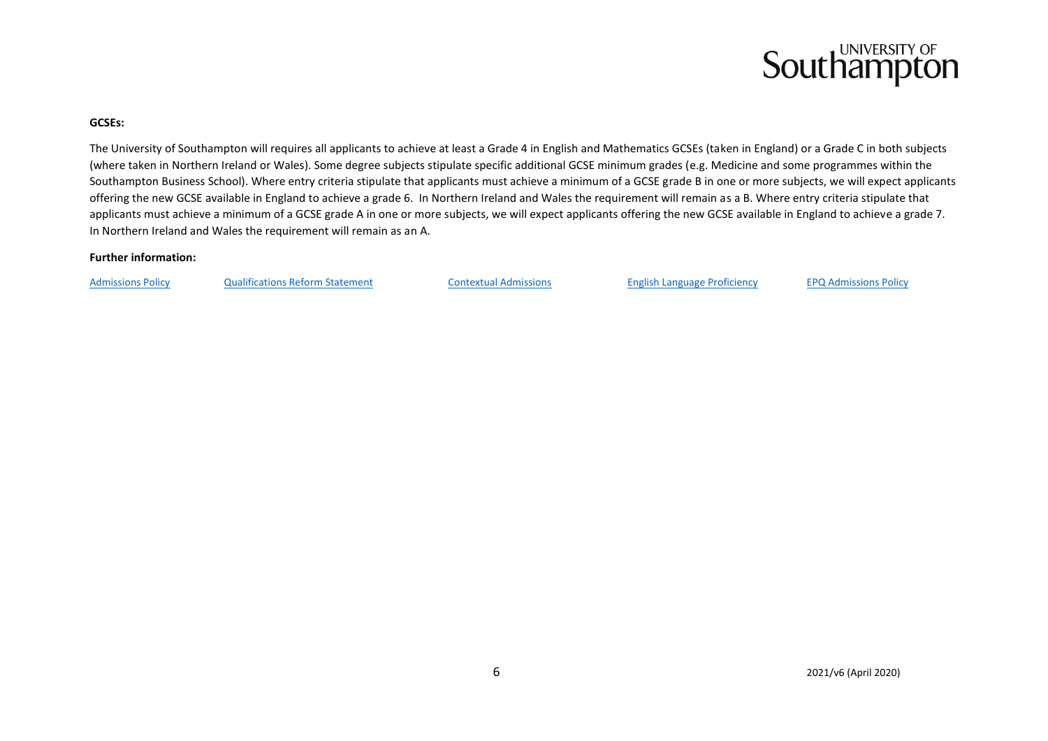**GCSEs:**

The University of Southampton will requires all applicants to achieve at least a Grade 4 in English and Mathematics GCSEs (taken in England) or a Grade C in both subjects (where taken in Northern Ireland or Wales). Some degree subjects stipulate specific additional GCSE minimum grades (e.g. Medicine and some programmes within the Southampton Business School). Where entry criteria stipulate that applicants must achieve a minimum of a GCSE grade B in one or more subjects, we will expect applicants offering the new GCSE available in England to achieve a grade 6. In Northern Ireland and Wales the requirement will remain as a B. Where entry criteria stipulate that applicants must achieve a minimum of a GCSE grade A in one or more subjects, we will expect applicants offering the new GCSE available in England to achieve a grade 7. In Northern Ireland and Wales the requirement will remain as an A.

**Further information:**

Admissions Policy    Qualifications Reform Statement    Contextual Admissions    English Language Proficiency    EPQ Admissions Policy